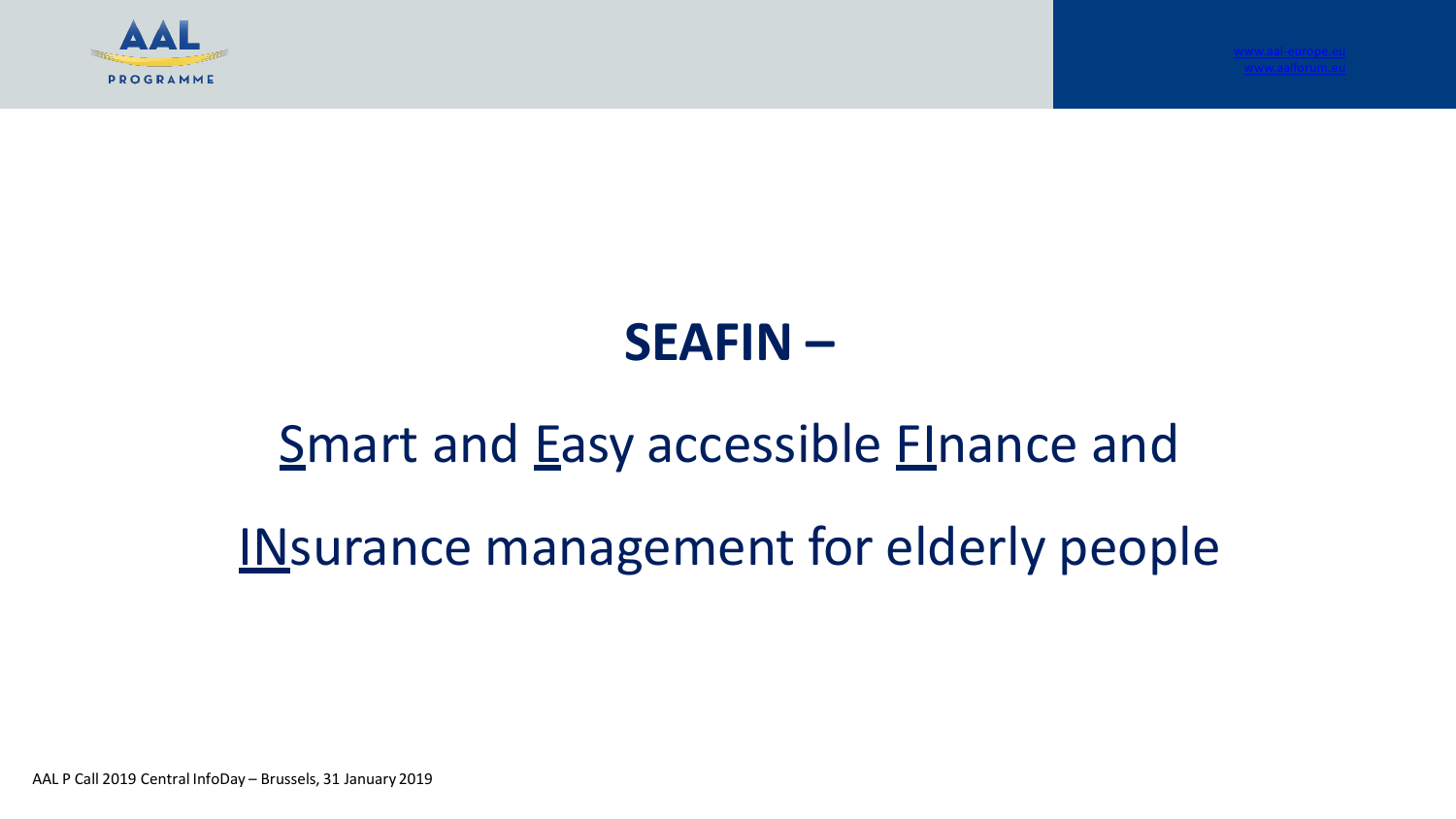# SEAFIN –

## Smart and Easy accessible FInance and INsurance management for elderly people

AAL P Call 2019 Central InfoDay – Brussels, 31 January 2019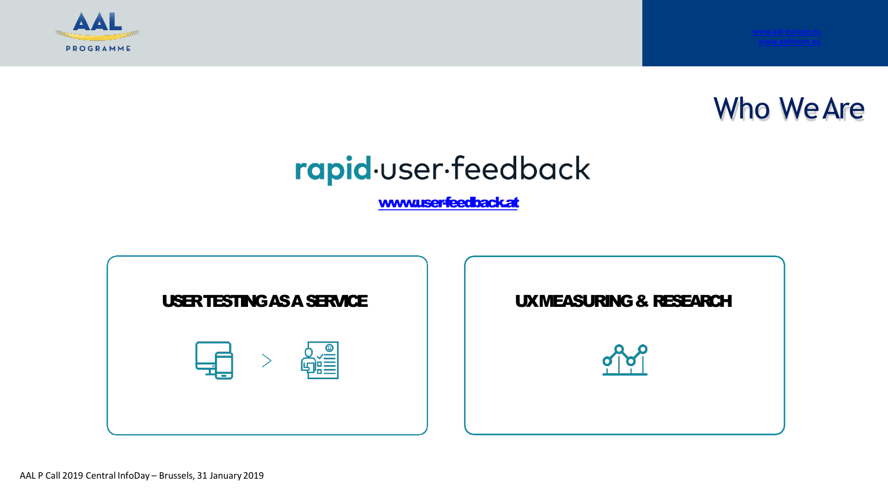# Who We Are

## rapid·user·feedback

www.user-feedback.at

### USER TESTING AS A SERVICE

### UX MEASURING & RESEARCH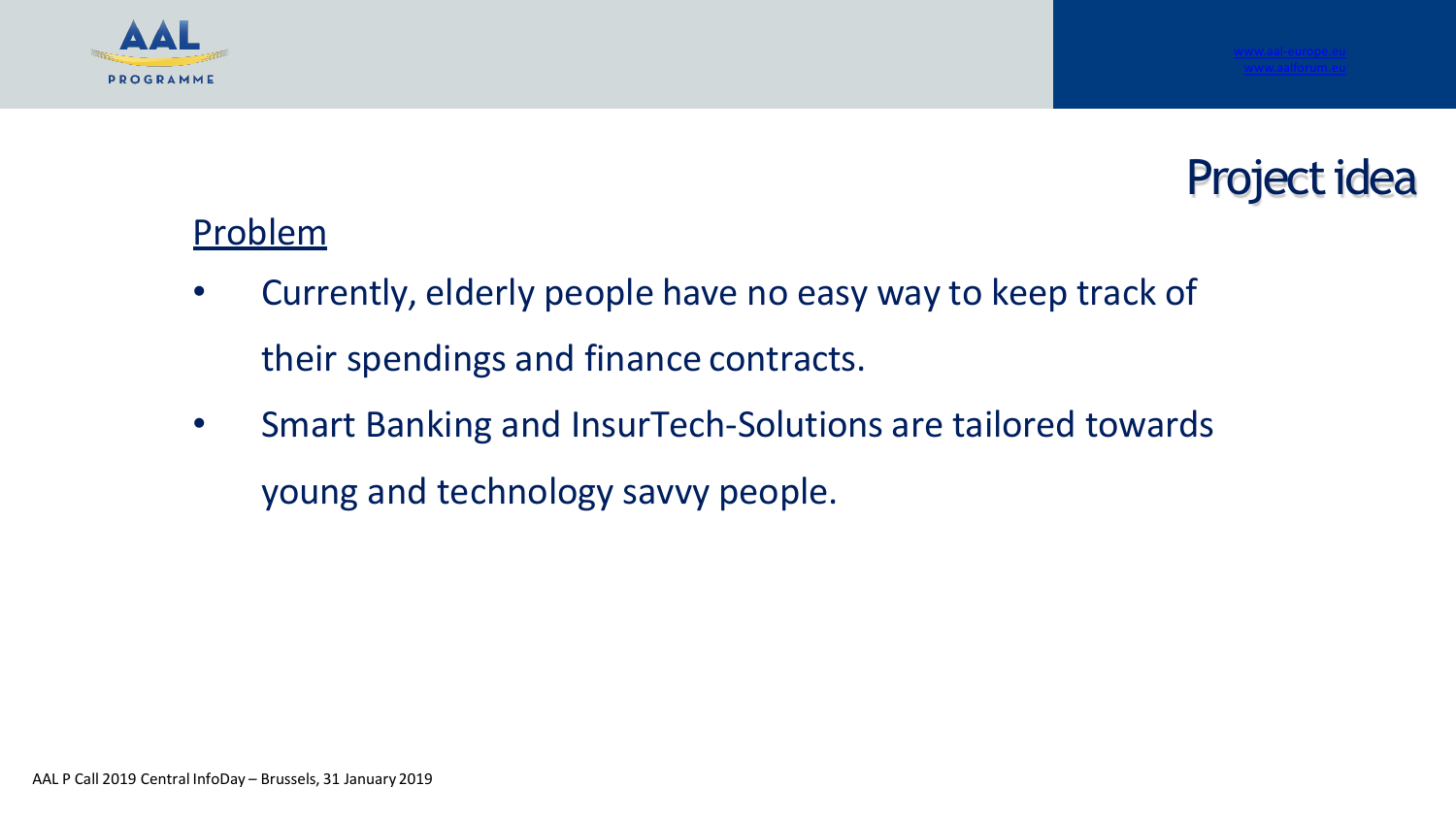# Project idea

## Problem

- Currently, elderly people have no easy way to keep track of their spendings and finance contracts.
- Smart Banking and InsurTech-Solutions are tailored towards young and technology savvy people.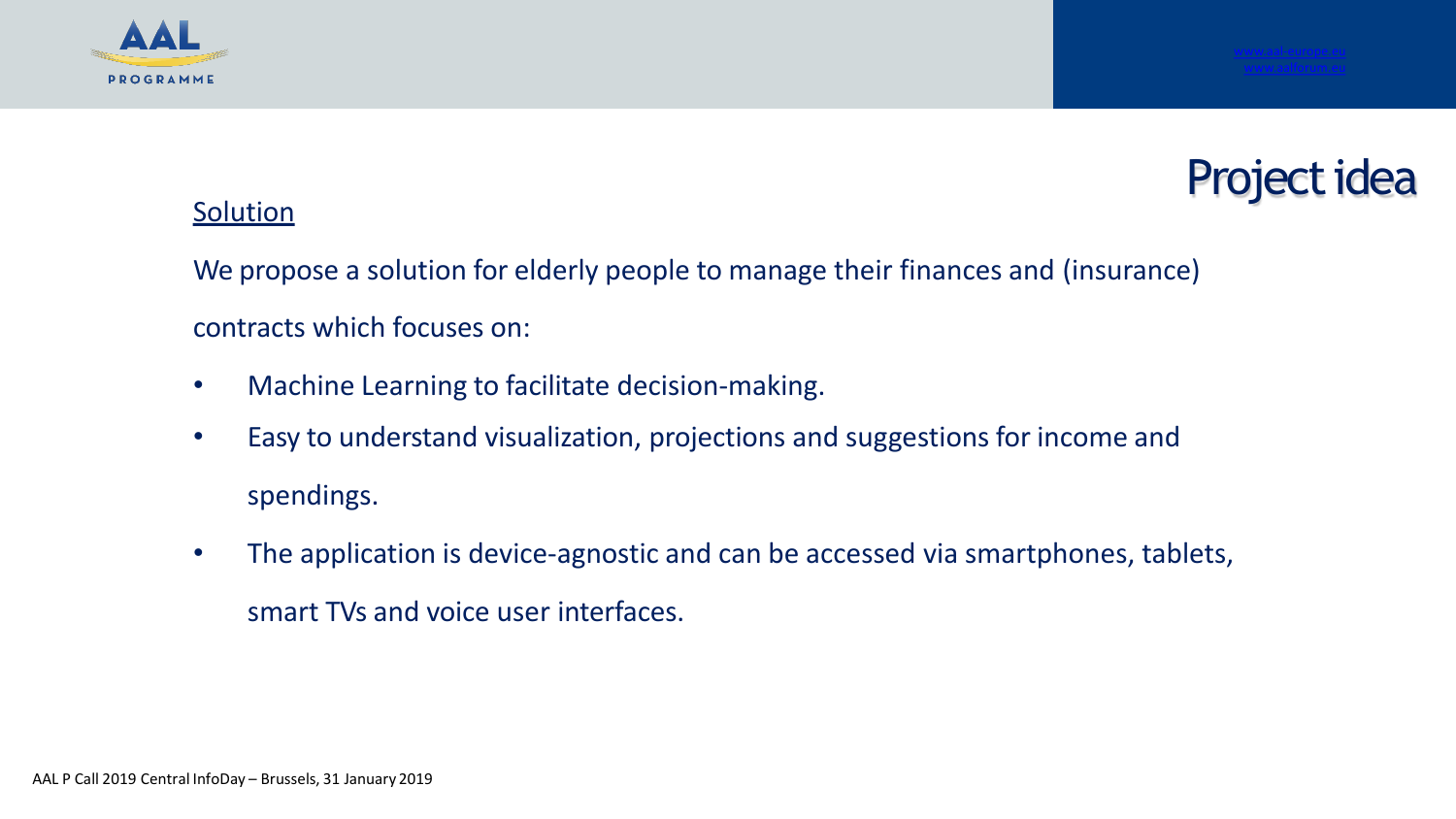# Project idea

## Solution

We propose a solution for elderly people to manage their finances and (insurance) contracts which focuses on:

- Machine Learning to facilitate decision-making.
- Easy to understand visualization, projections and suggestions for income and spendings.
- The application is device-agnostic and can be accessed via smartphones, tablets, smart TVs and voice user interfaces.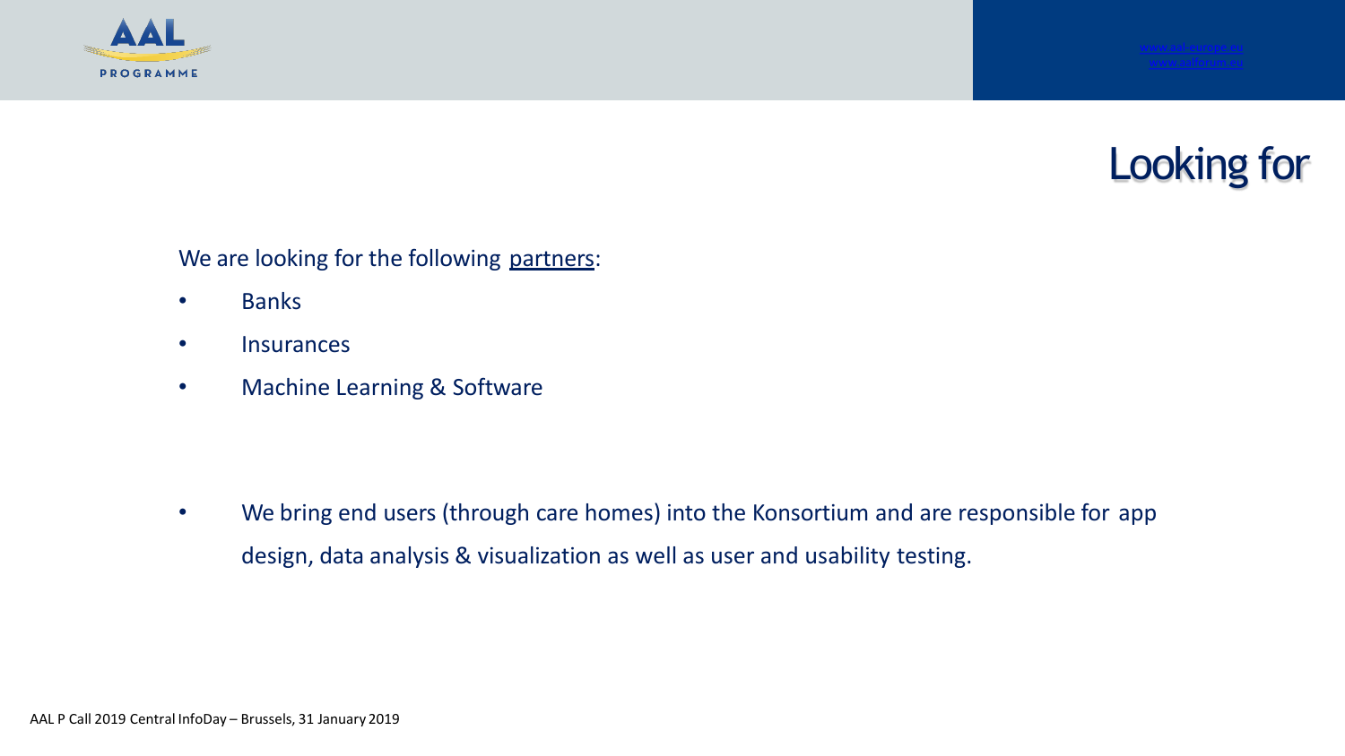# Looking for

We are looking for the following partners:

- Banks
- Insurances
- Machine Learning & Software

- We bring end users (through care homes) into the Konsortium and are responsible for app design, data analysis & visualization as well as user and usability testing.